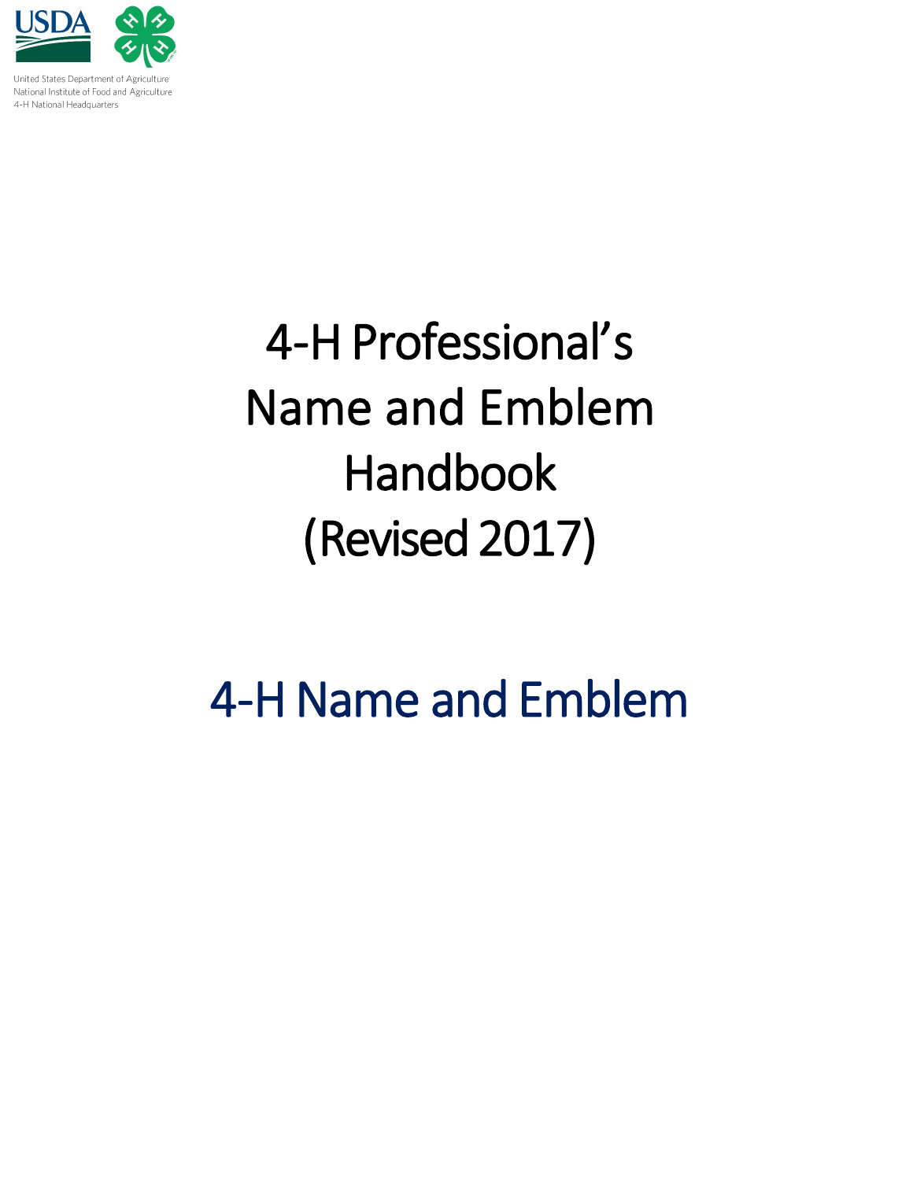United States Department of Agriculture
National Institute of Food and Agriculture
4-H National Headquarters

# 4-H Professional's Name and Emblem Handbook (Revised 2017)

## 4-H Name and Emblem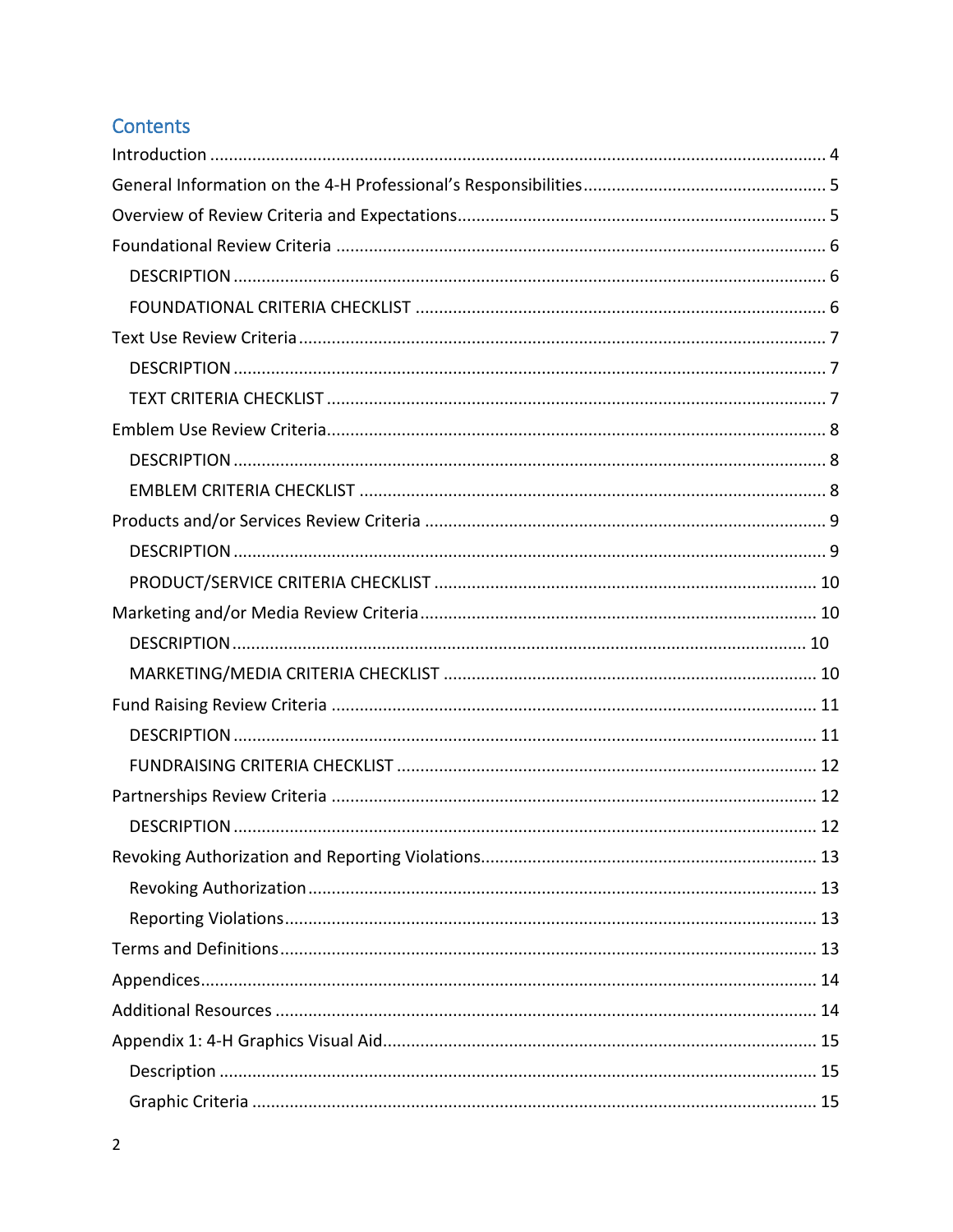## Contents

- Introduction ... 4
- General Information on the 4-H Professional's Responsibilities ... 5
- Overview of Review Criteria and Expectations ... 5
- Foundational Review Criteria ... 6
  - DESCRIPTION ... 6
  - FOUNDATIONAL CRITERIA CHECKLIST ... 6
- Text Use Review Criteria ... 7
  - DESCRIPTION ... 7
  - TEXT CRITERIA CHECKLIST ... 7
- Emblem Use Review Criteria ... 8
  - DESCRIPTION ... 8
  - EMBLEM CRITERIA CHECKLIST ... 8
- Products and/or Services Review Criteria ... 9
  - DESCRIPTION ... 9
  - PRODUCT/SERVICE CRITERIA CHECKLIST ... 10
- Marketing and/or Media Review Criteria ... 10
  - DESCRIPTION ... 10
  - MARKETING/MEDIA CRITERIA CHECKLIST ... 10
- Fund Raising Review Criteria ... 11
  - DESCRIPTION ... 11
  - FUNDRAISING CRITERIA CHECKLIST ... 12
- Partnerships Review Criteria ... 12
  - DESCRIPTION ... 12
- Revoking Authorization and Reporting Violations ... 13
  - Revoking Authorization ... 13
  - Reporting Violations ... 13
- Terms and Definitions ... 13
- Appendices ... 14
- Additional Resources ... 14
- Appendix 1: 4-H Graphics Visual Aid ... 15
  - Description ... 15
  - Graphic Criteria ... 15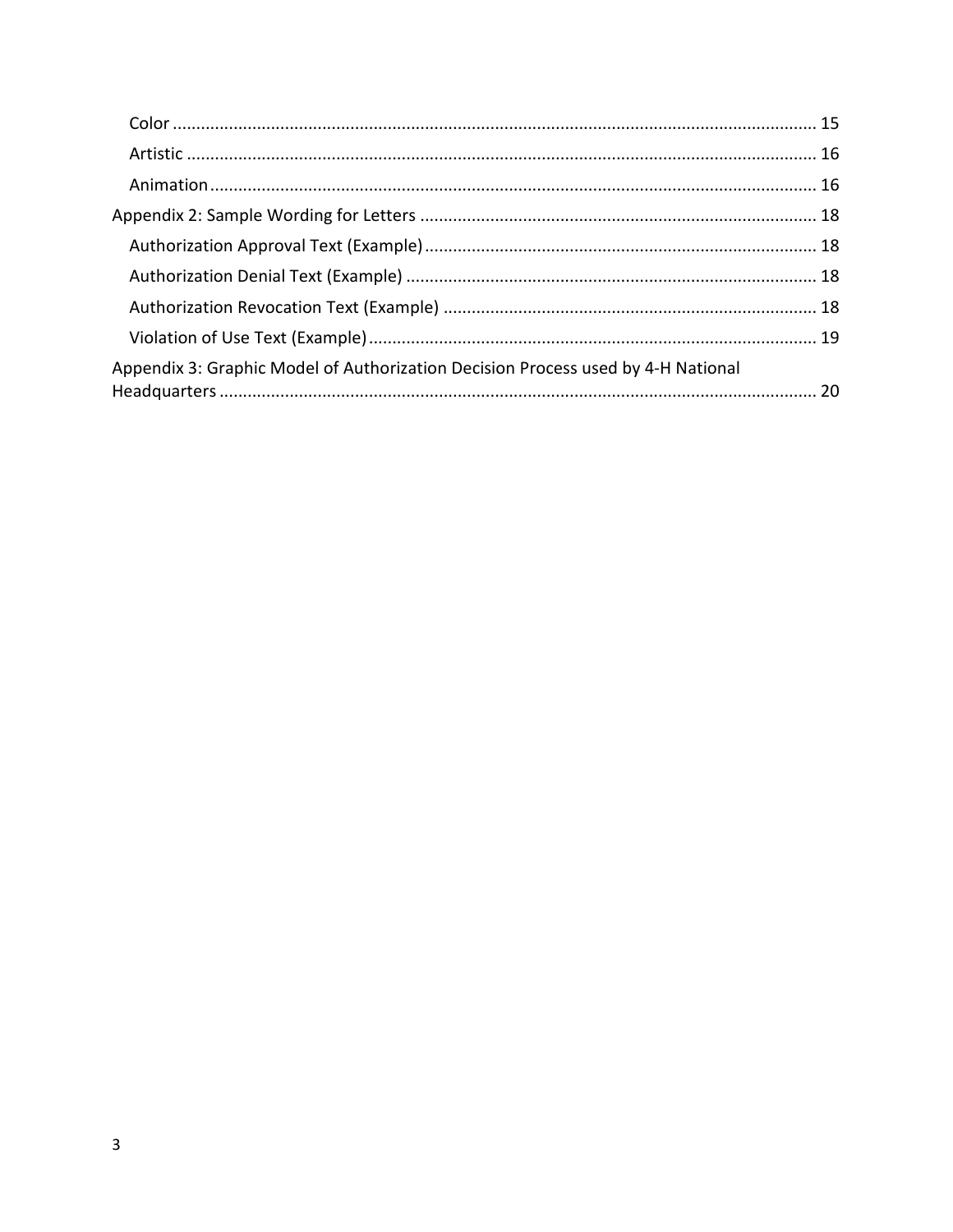- Color ........................................................................................................................... 15
- Artistic ......................................................................................................................... 16
- Animation ..................................................................................................................... 16

Appendix 2: Sample Wording for Letters ..................................................................................... 18

- Authorization Approval Text (Example) ..................................................................................... 18
- Authorization Denial Text (Example) ......................................................................................... 18
- Authorization Revocation Text (Example) .................................................................................. 18
- Violation of Use Text (Example) ................................................................................................ 19

Appendix 3: Graphic Model of Authorization Decision Process used by 4-H National Headquarters ................................................................................................................................ 20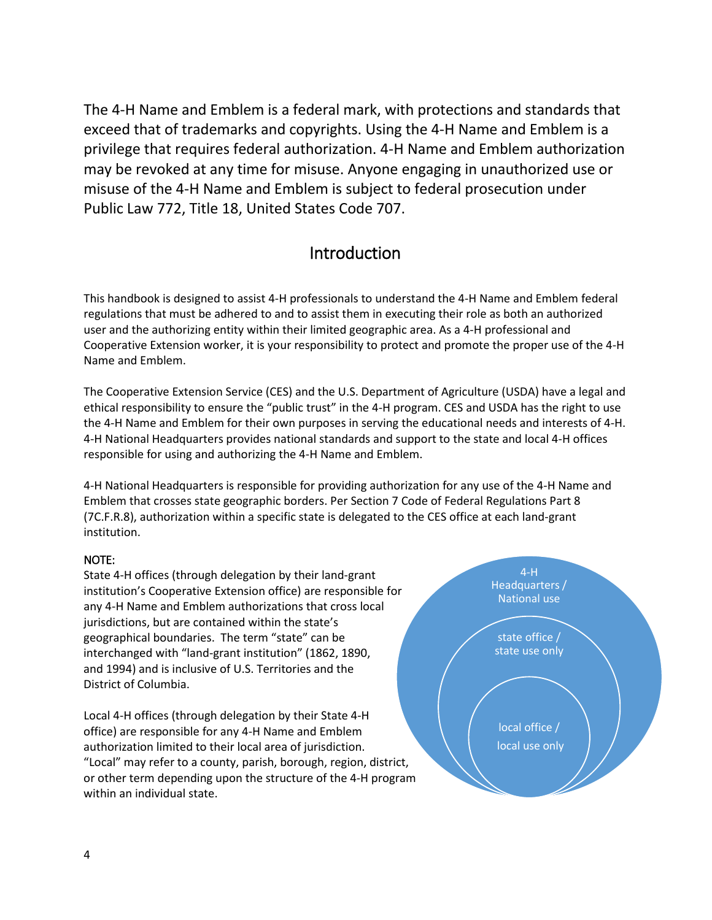The 4-H Name and Emblem is a federal mark, with protections and standards that exceed that of trademarks and copyrights. Using the 4-H Name and Emblem is a privilege that requires federal authorization. 4-H Name and Emblem authorization may be revoked at any time for misuse. Anyone engaging in unauthorized use or misuse of the 4-H Name and Emblem is subject to federal prosecution under Public Law 772, Title 18, United States Code 707.

## Introduction

This handbook is designed to assist 4-H professionals to understand the 4-H Name and Emblem federal regulations that must be adhered to and to assist them in executing their role as both an authorized user and the authorizing entity within their limited geographic area. As a 4-H professional and Cooperative Extension worker, it is your responsibility to protect and promote the proper use of the 4-H Name and Emblem.

The Cooperative Extension Service (CES) and the U.S. Department of Agriculture (USDA) have a legal and ethical responsibility to ensure the "public trust" in the 4-H program. CES and USDA has the right to use the 4-H Name and Emblem for their own purposes in serving the educational needs and interests of 4-H. 4-H National Headquarters provides national standards and support to the state and local 4-H offices responsible for using and authorizing the 4-H Name and Emblem.

4-H National Headquarters is responsible for providing authorization for any use of the 4-H Name and Emblem that crosses state geographic borders. Per Section 7 Code of Federal Regulations Part 8 (7C.F.R.8), authorization within a specific state is delegated to the CES office at each land-grant institution.

NOTE:

State 4-H offices (through delegation by their land-grant institution's Cooperative Extension office) are responsible for any 4-H Name and Emblem authorizations that cross local jurisdictions, but are contained within the state's geographical boundaries. The term "state" can be interchanged with "land-grant institution" (1862, 1890, and 1994) and is inclusive of U.S. Territories and the District of Columbia.

Local 4-H offices (through delegation by their State 4-H office) are responsible for any 4-H Name and Emblem authorization limited to their local area of jurisdiction. "Local" may refer to a county, parish, borough, region, district, or other term depending upon the structure of the 4-H program within an individual state.

4-H Headquarters / National use

state office / state use only

local office / local use only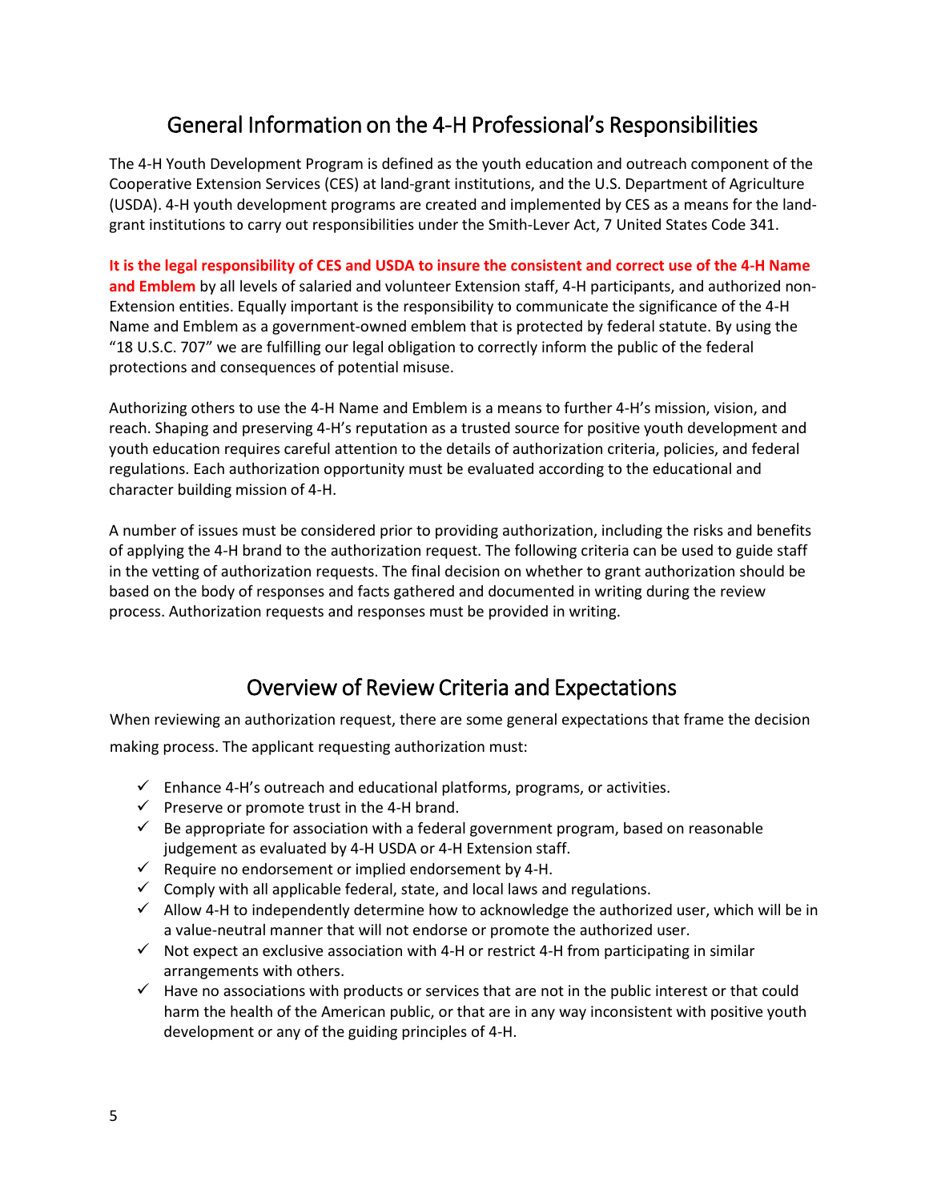## General Information on the 4-H Professional's Responsibilities

The 4-H Youth Development Program is defined as the youth education and outreach component of the Cooperative Extension Services (CES) at land-grant institutions, and the U.S. Department of Agriculture (USDA). 4-H youth development programs are created and implemented by CES as a means for the land-grant institutions to carry out responsibilities under the Smith-Lever Act, 7 United States Code 341.

**It is the legal responsibility of CES and USDA to insure the consistent and correct use of the 4-H Name and Emblem** by all levels of salaried and volunteer Extension staff, 4-H participants, and authorized non-Extension entities. Equally important is the responsibility to communicate the significance of the 4-H Name and Emblem as a government-owned emblem that is protected by federal statute. By using the "18 U.S.C. 707" we are fulfilling our legal obligation to correctly inform the public of the federal protections and consequences of potential misuse.

Authorizing others to use the 4-H Name and Emblem is a means to further 4-H's mission, vision, and reach. Shaping and preserving 4-H's reputation as a trusted source for positive youth development and youth education requires careful attention to the details of authorization criteria, policies, and federal regulations. Each authorization opportunity must be evaluated according to the educational and character building mission of 4-H.

A number of issues must be considered prior to providing authorization, including the risks and benefits of applying the 4-H brand to the authorization request. The following criteria can be used to guide staff in the vetting of authorization requests. The final decision on whether to grant authorization should be based on the body of responses and facts gathered and documented in writing during the review process. Authorization requests and responses must be provided in writing.

## Overview of Review Criteria and Expectations

When reviewing an authorization request, there are some general expectations that frame the decision making process. The applicant requesting authorization must:

- ✓ Enhance 4-H's outreach and educational platforms, programs, or activities.
- ✓ Preserve or promote trust in the 4-H brand.
- ✓ Be appropriate for association with a federal government program, based on reasonable judgement as evaluated by 4-H USDA or 4-H Extension staff.
- ✓ Require no endorsement or implied endorsement by 4-H.
- ✓ Comply with all applicable federal, state, and local laws and regulations.
- ✓ Allow 4-H to independently determine how to acknowledge the authorized user, which will be in a value-neutral manner that will not endorse or promote the authorized user.
- ✓ Not expect an exclusive association with 4-H or restrict 4-H from participating in similar arrangements with others.
- ✓ Have no associations with products or services that are not in the public interest or that could harm the health of the American public, or that are in any way inconsistent with positive youth development or any of the guiding principles of 4-H.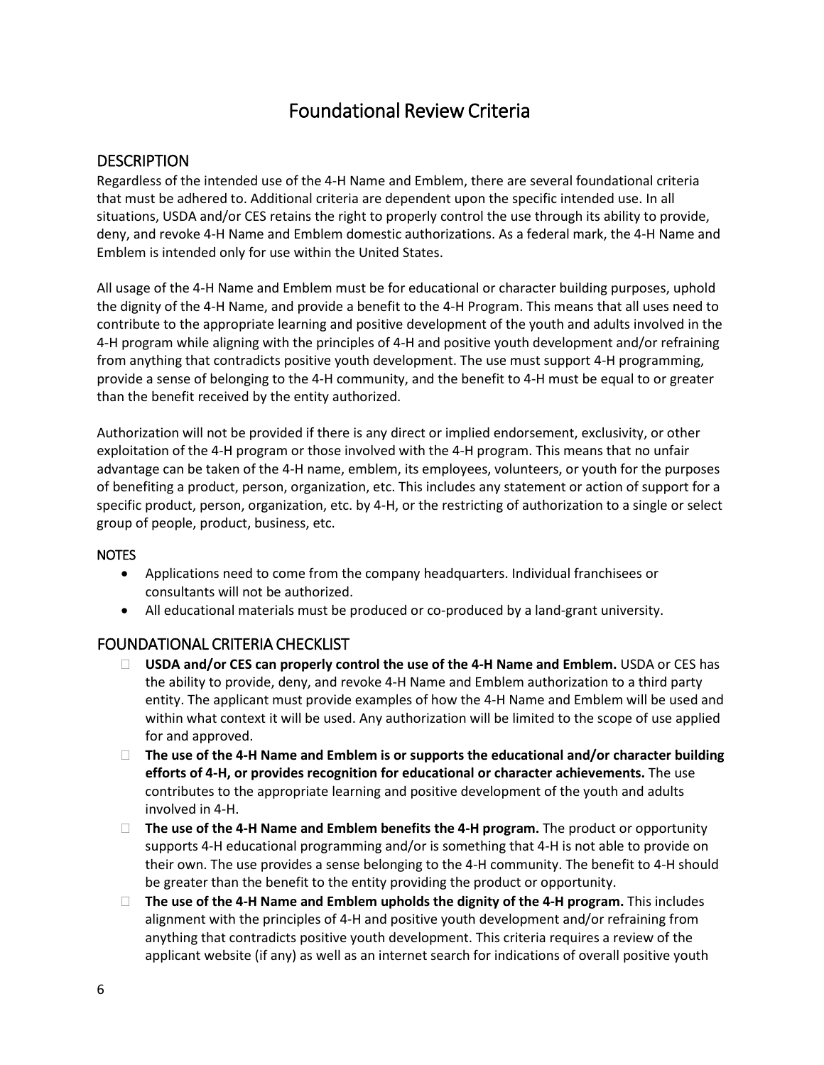# Foundational Review Criteria

## DESCRIPTION

Regardless of the intended use of the 4-H Name and Emblem, there are several foundational criteria that must be adhered to. Additional criteria are dependent upon the specific intended use. In all situations, USDA and/or CES retains the right to properly control the use through its ability to provide, deny, and revoke 4-H Name and Emblem domestic authorizations. As a federal mark, the 4-H Name and Emblem is intended only for use within the United States.

All usage of the 4-H Name and Emblem must be for educational or character building purposes, uphold the dignity of the 4-H Name, and provide a benefit to the 4-H Program. This means that all uses need to contribute to the appropriate learning and positive development of the youth and adults involved in the 4-H program while aligning with the principles of 4-H and positive youth development and/or refraining from anything that contradicts positive youth development. The use must support 4-H programming, provide a sense of belonging to the 4-H community, and the benefit to 4-H must be equal to or greater than the benefit received by the entity authorized.

Authorization will not be provided if there is any direct or implied endorsement, exclusivity, or other exploitation of the 4-H program or those involved with the 4-H program. This means that no unfair advantage can be taken of the 4-H name, emblem, its employees, volunteers, or youth for the purposes of benefiting a product, person, organization, etc. This includes any statement or action of support for a specific product, person, organization, etc. by 4-H, or the restricting of authorization to a single or select group of people, product, business, etc.

### NOTES

- Applications need to come from the company headquarters. Individual franchisees or consultants will not be authorized.
- All educational materials must be produced or co-produced by a land-grant university.

## FOUNDATIONAL CRITERIA CHECKLIST

- ☐ **USDA and/or CES can properly control the use of the 4-H Name and Emblem.** USDA or CES has the ability to provide, deny, and revoke 4-H Name and Emblem authorization to a third party entity. The applicant must provide examples of how the 4-H Name and Emblem will be used and within what context it will be used. Any authorization will be limited to the scope of use applied for and approved.
- ☐ **The use of the 4-H Name and Emblem is or supports the educational and/or character building efforts of 4-H, or provides recognition for educational or character achievements.** The use contributes to the appropriate learning and positive development of the youth and adults involved in 4-H.
- ☐ **The use of the 4-H Name and Emblem benefits the 4-H program.** The product or opportunity supports 4-H educational programming and/or is something that 4-H is not able to provide on their own. The use provides a sense belonging to the 4-H community. The benefit to 4-H should be greater than the benefit to the entity providing the product or opportunity.
- ☐ **The use of the 4-H Name and Emblem upholds the dignity of the 4-H program.** This includes alignment with the principles of 4-H and positive youth development and/or refraining from anything that contradicts positive youth development. This criteria requires a review of the applicant website (if any) as well as an internet search for indications of overall positive youth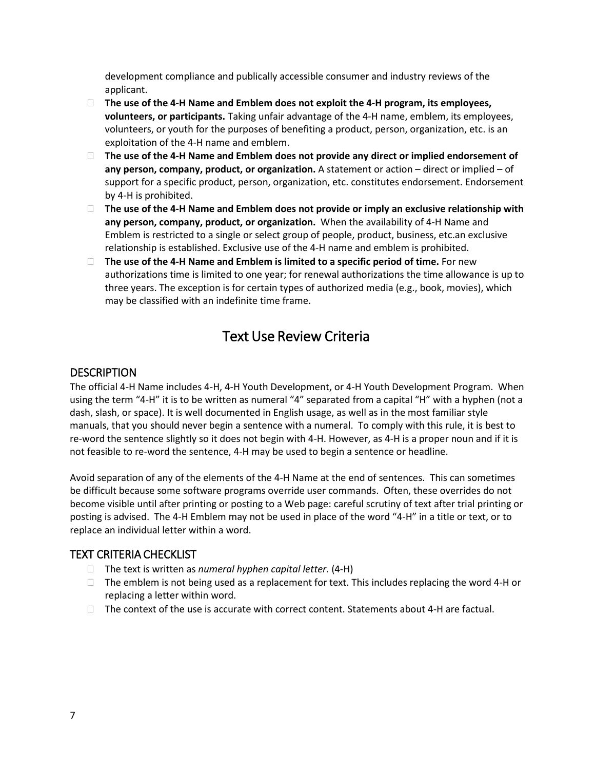development compliance and publically accessible consumer and industry reviews of the applicant.

- **The use of the 4-H Name and Emblem does not exploit the 4-H program, its employees, volunteers, or participants.** Taking unfair advantage of the 4-H name, emblem, its employees, volunteers, or youth for the purposes of benefiting a product, person, organization, etc. is an exploitation of the 4-H name and emblem.
- **The use of the 4-H Name and Emblem does not provide any direct or implied endorsement of any person, company, product, or organization.** A statement or action – direct or implied – of support for a specific product, person, organization, etc. constitutes endorsement. Endorsement by 4-H is prohibited.
- **The use of the 4-H Name and Emblem does not provide or imply an exclusive relationship with any person, company, product, or organization.** When the availability of 4-H Name and Emblem is restricted to a single or select group of people, product, business, etc.an exclusive relationship is established. Exclusive use of the 4-H name and emblem is prohibited.
- **The use of the 4-H Name and Emblem is limited to a specific period of time.** For new authorizations time is limited to one year; for renewal authorizations the time allowance is up to three years. The exception is for certain types of authorized media (e.g., book, movies), which may be classified with an indefinite time frame.

# Text Use Review Criteria

## DESCRIPTION

The official 4-H Name includes 4-H, 4-H Youth Development, or 4-H Youth Development Program. When using the term "4-H" it is to be written as numeral "4" separated from a capital "H" with a hyphen (not a dash, slash, or space). It is well documented in English usage, as well as in the most familiar style manuals, that you should never begin a sentence with a numeral. To comply with this rule, it is best to re-word the sentence slightly so it does not begin with 4-H. However, as 4-H is a proper noun and if it is not feasible to re-word the sentence, 4-H may be used to begin a sentence or headline.

Avoid separation of any of the elements of the 4-H Name at the end of sentences. This can sometimes be difficult because some software programs override user commands. Often, these overrides do not become visible until after printing or posting to a Web page: careful scrutiny of text after trial printing or posting is advised. The 4-H Emblem may not be used in place of the word "4-H" in a title or text, or to replace an individual letter within a word.

## TEXT CRITERIA CHECKLIST

- The text is written as *numeral hyphen capital letter.* (4-H)
- The emblem is not being used as a replacement for text. This includes replacing the word 4-H or replacing a letter within word.
- The context of the use is accurate with correct content. Statements about 4-H are factual.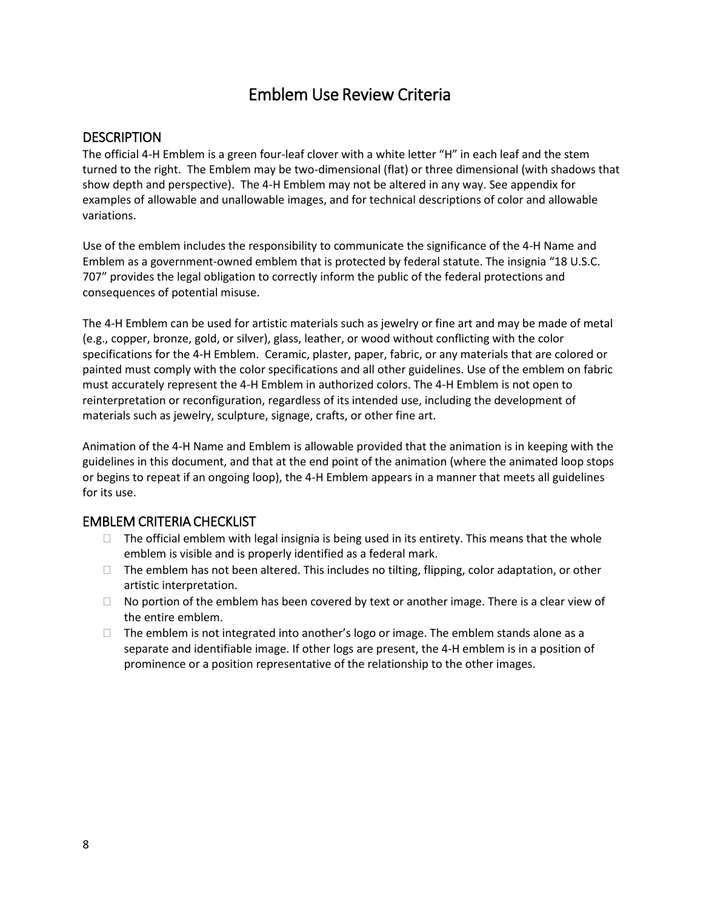# Emblem Use Review Criteria

## DESCRIPTION

The official 4-H Emblem is a green four-leaf clover with a white letter "H" in each leaf and the stem turned to the right. The Emblem may be two-dimensional (flat) or three dimensional (with shadows that show depth and perspective). The 4-H Emblem may not be altered in any way. See appendix for examples of allowable and unallowable images, and for technical descriptions of color and allowable variations.

Use of the emblem includes the responsibility to communicate the significance of the 4-H Name and Emblem as a government-owned emblem that is protected by federal statute. The insignia "18 U.S.C. 707" provides the legal obligation to correctly inform the public of the federal protections and consequences of potential misuse.

The 4-H Emblem can be used for artistic materials such as jewelry or fine art and may be made of metal (e.g., copper, bronze, gold, or silver), glass, leather, or wood without conflicting with the color specifications for the 4-H Emblem. Ceramic, plaster, paper, fabric, or any materials that are colored or painted must comply with the color specifications and all other guidelines. Use of the emblem on fabric must accurately represent the 4-H Emblem in authorized colors. The 4-H Emblem is not open to reinterpretation or reconfiguration, regardless of its intended use, including the development of materials such as jewelry, sculpture, signage, crafts, or other fine art.

Animation of the 4-H Name and Emblem is allowable provided that the animation is in keeping with the guidelines in this document, and that at the end point of the animation (where the animated loop stops or begins to repeat if an ongoing loop), the 4-H Emblem appears in a manner that meets all guidelines for its use.

## EMBLEM CRITERIA CHECKLIST

- ☐ The official emblem with legal insignia is being used in its entirety. This means that the whole emblem is visible and is properly identified as a federal mark.
- ☐ The emblem has not been altered. This includes no tilting, flipping, color adaptation, or other artistic interpretation.
- ☐ No portion of the emblem has been covered by text or another image. There is a clear view of the entire emblem.
- ☐ The emblem is not integrated into another's logo or image. The emblem stands alone as a separate and identifiable image. If other logs are present, the 4-H emblem is in a position of prominence or a position representative of the relationship to the other images.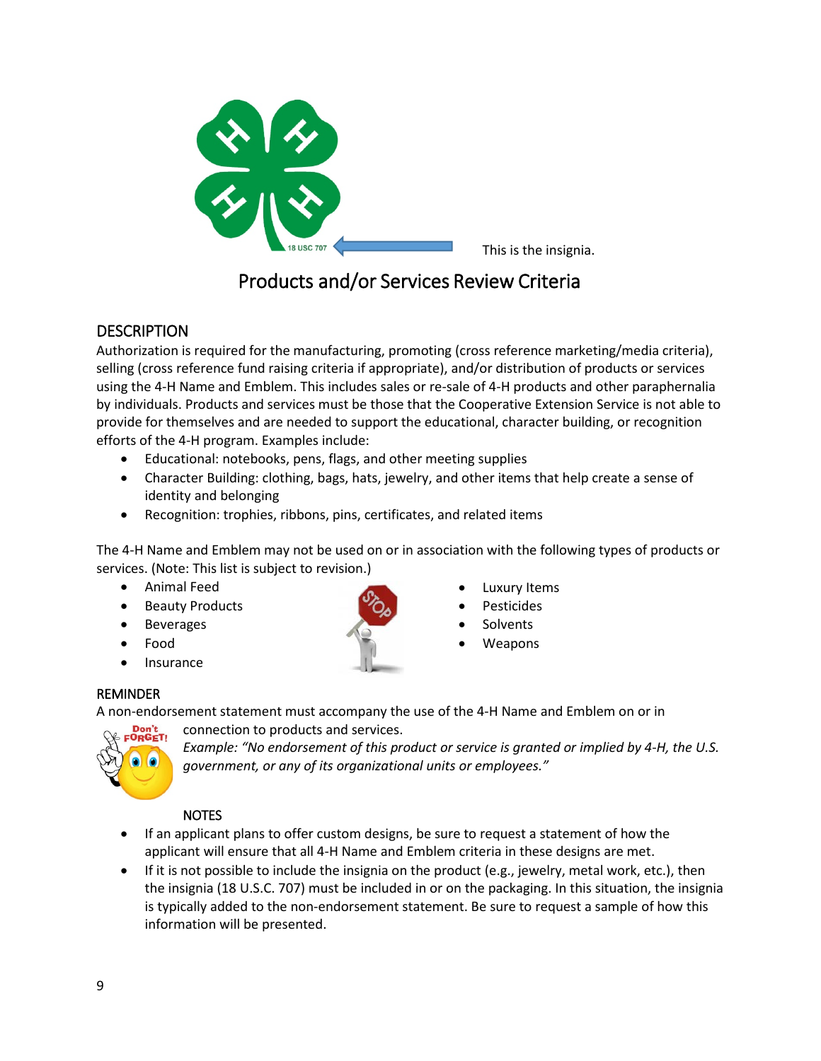This is the insignia.

# Products and/or Services Review Criteria

## DESCRIPTION

Authorization is required for the manufacturing, promoting (cross reference marketing/media criteria), selling (cross reference fund raising criteria if appropriate), and/or distribution of products or services using the 4-H Name and Emblem. This includes sales or re-sale of 4-H products and other paraphernalia by individuals. Products and services must be those that the Cooperative Extension Service is not able to provide for themselves and are needed to support the educational, character building, or recognition efforts of the 4-H program. Examples include:

- Educational: notebooks, pens, flags, and other meeting supplies
- Character Building: clothing, bags, hats, jewelry, and other items that help create a sense of identity and belonging
- Recognition: trophies, ribbons, pins, certificates, and related items

The 4-H Name and Emblem may not be used on or in association with the following types of products or services. (Note: This list is subject to revision.)

- Animal Feed
- Beauty Products
- Beverages
- Food
- Insurance
- Luxury Items
- Pesticides
- Solvents
- Weapons

### REMINDER

A non-endorsement statement must accompany the use of the 4-H Name and Emblem on or in connection to products and services.

*Example: "No endorsement of this product or service is granted or implied by 4-H, the U.S. government, or any of its organizational units or employees."*

### NOTES

- If an applicant plans to offer custom designs, be sure to request a statement of how the applicant will ensure that all 4-H Name and Emblem criteria in these designs are met.
- If it is not possible to include the insignia on the product (e.g., jewelry, metal work, etc.), then the insignia (18 U.S.C. 707) must be included in or on the packaging. In this situation, the insignia is typically added to the non-endorsement statement. Be sure to request a sample of how this information will be presented.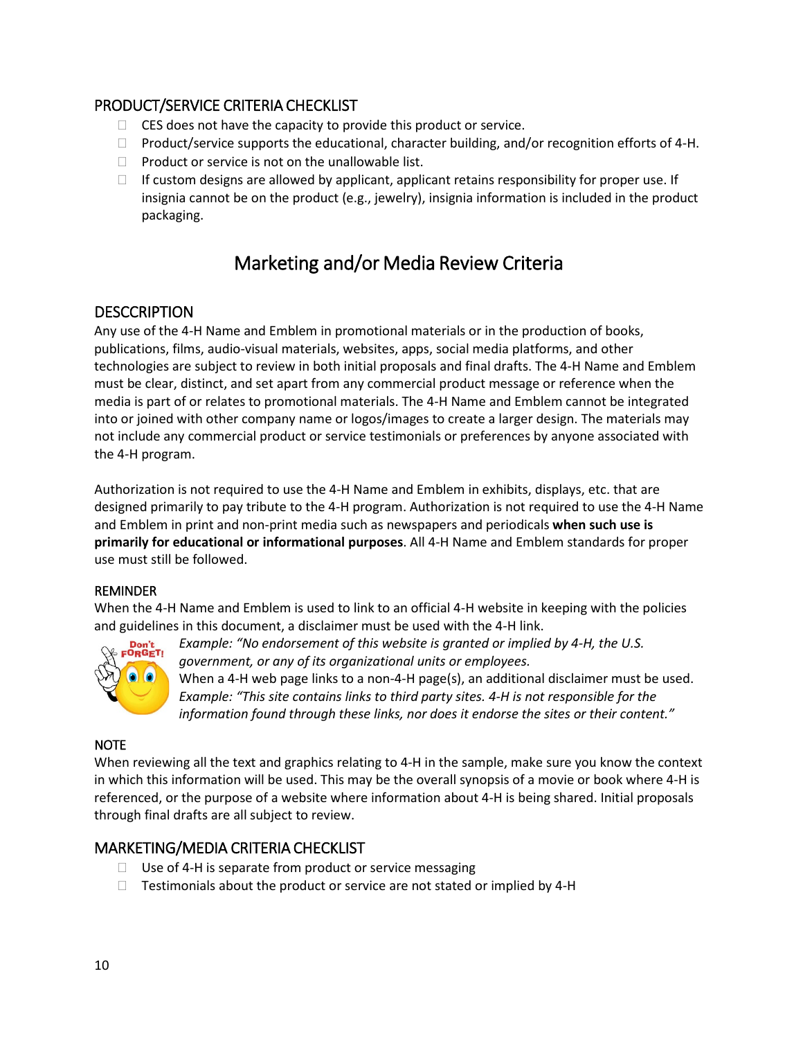## PRODUCT/SERVICE CRITERIA CHECKLIST

- ☐ CES does not have the capacity to provide this product or service.
- ☐ Product/service supports the educational, character building, and/or recognition efforts of 4-H.
- ☐ Product or service is not on the unallowable list.
- ☐ If custom designs are allowed by applicant, applicant retains responsibility for proper use. If insignia cannot be on the product (e.g., jewelry), insignia information is included in the product packaging.

# Marketing and/or Media Review Criteria

## DESCCRIPTION

Any use of the 4-H Name and Emblem in promotional materials or in the production of books, publications, films, audio-visual materials, websites, apps, social media platforms, and other technologies are subject to review in both initial proposals and final drafts. The 4-H Name and Emblem must be clear, distinct, and set apart from any commercial product message or reference when the media is part of or relates to promotional materials. The 4-H Name and Emblem cannot be integrated into or joined with other company name or logos/images to create a larger design. The materials may not include any commercial product or service testimonials or preferences by anyone associated with the 4-H program.

Authorization is not required to use the 4-H Name and Emblem in exhibits, displays, etc. that are designed primarily to pay tribute to the 4-H program. Authorization is not required to use the 4-H Name and Emblem in print and non-print media such as newspapers and periodicals **when such use is primarily for educational or informational purposes**. All 4-H Name and Emblem standards for proper use must still be followed.

### REMINDER

When the 4-H Name and Emblem is used to link to an official 4-H website in keeping with the policies and guidelines in this document, a disclaimer must be used with the 4-H link.

*Example: "No endorsement of this website is granted or implied by 4-H, the U.S. government, or any of its organizational units or employees.*

When a 4-H web page links to a non-4-H page(s), an additional disclaimer must be used.

*Example: "This site contains links to third party sites. 4-H is not responsible for the information found through these links, nor does it endorse the sites or their content."*

### NOTE

When reviewing all the text and graphics relating to 4-H in the sample, make sure you know the context in which this information will be used. This may be the overall synopsis of a movie or book where 4-H is referenced, or the purpose of a website where information about 4-H is being shared. Initial proposals through final drafts are all subject to review.

## MARKETING/MEDIA CRITERIA CHECKLIST

- ☐ Use of 4-H is separate from product or service messaging
- ☐ Testimonials about the product or service are not stated or implied by 4-H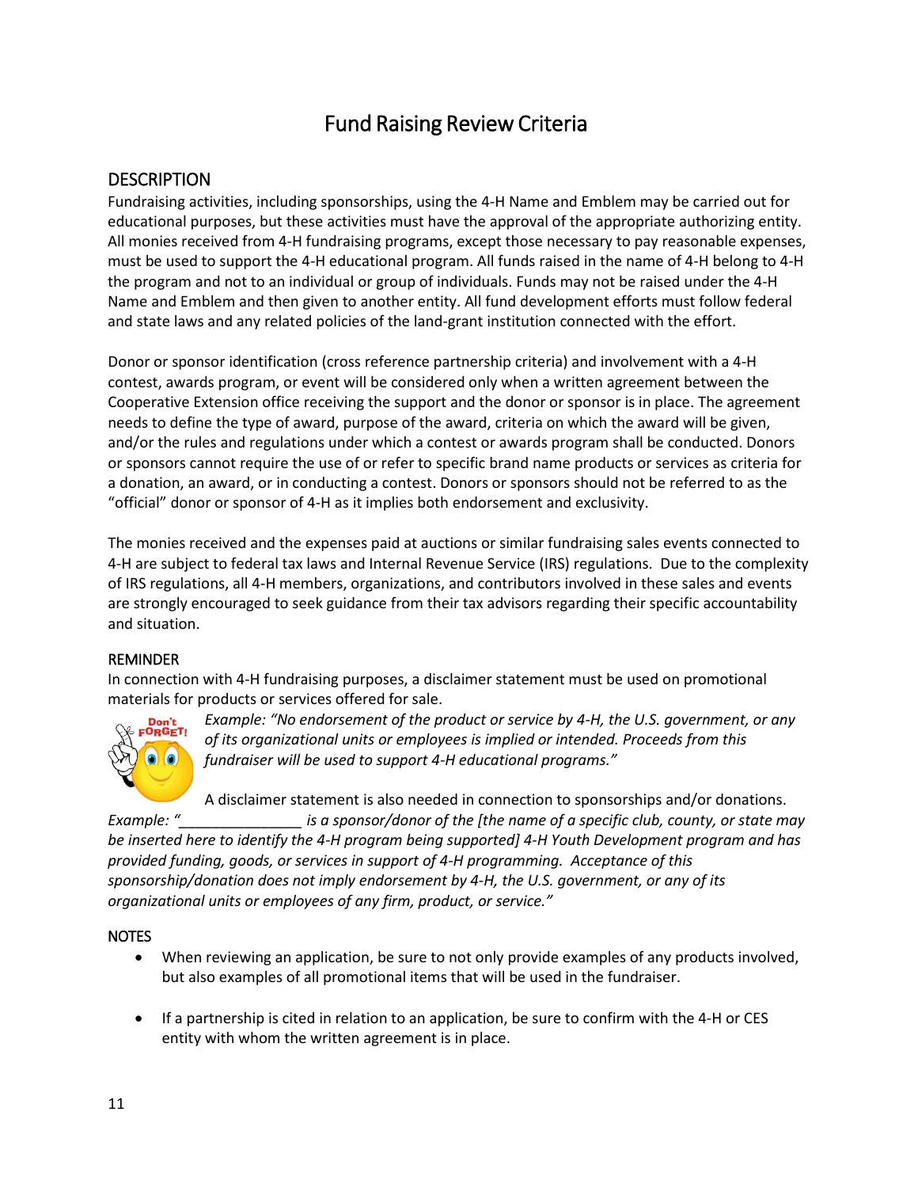# Fund Raising Review Criteria

## DESCRIPTION

Fundraising activities, including sponsorships, using the 4-H Name and Emblem may be carried out for educational purposes, but these activities must have the approval of the appropriate authorizing entity. All monies received from 4-H fundraising programs, except those necessary to pay reasonable expenses, must be used to support the 4-H educational program. All funds raised in the name of 4-H belong to 4-H the program and not to an individual or group of individuals. Funds may not be raised under the 4-H Name and Emblem and then given to another entity. All fund development efforts must follow federal and state laws and any related policies of the land-grant institution connected with the effort.

Donor or sponsor identification (cross reference partnership criteria) and involvement with a 4-H contest, awards program, or event will be considered only when a written agreement between the Cooperative Extension office receiving the support and the donor or sponsor is in place. The agreement needs to define the type of award, purpose of the award, criteria on which the award will be given, and/or the rules and regulations under which a contest or awards program shall be conducted. Donors or sponsors cannot require the use of or refer to specific brand name products or services as criteria for a donation, an award, or in conducting a contest. Donors or sponsors should not be referred to as the "official" donor or sponsor of 4-H as it implies both endorsement and exclusivity.

The monies received and the expenses paid at auctions or similar fundraising sales events connected to 4-H are subject to federal tax laws and Internal Revenue Service (IRS) regulations. Due to the complexity of IRS regulations, all 4-H members, organizations, and contributors involved in these sales and events are strongly encouraged to seek guidance from their tax advisors regarding their specific accountability and situation.

### REMINDER

In connection with 4-H fundraising purposes, a disclaimer statement must be used on promotional materials for products or services offered for sale.

*Example: "No endorsement of the product or service by 4-H, the U.S. government, or any of its organizational units or employees is implied or intended. Proceeds from this fundraiser will be used to support 4-H educational programs."*

A disclaimer statement is also needed in connection to sponsorships and/or donations. *Example: "_______________ is a sponsor/donor of the [the name of a specific club, county, or state may be inserted here to identify the 4-H program being supported] 4-H Youth Development program and has provided funding, goods, or services in support of 4-H programming. Acceptance of this sponsorship/donation does not imply endorsement by 4-H, the U.S. government, or any of its organizational units or employees of any firm, product, or service."*

### NOTES

- When reviewing an application, be sure to not only provide examples of any products involved, but also examples of all promotional items that will be used in the fundraiser.
- If a partnership is cited in relation to an application, be sure to confirm with the 4-H or CES entity with whom the written agreement is in place.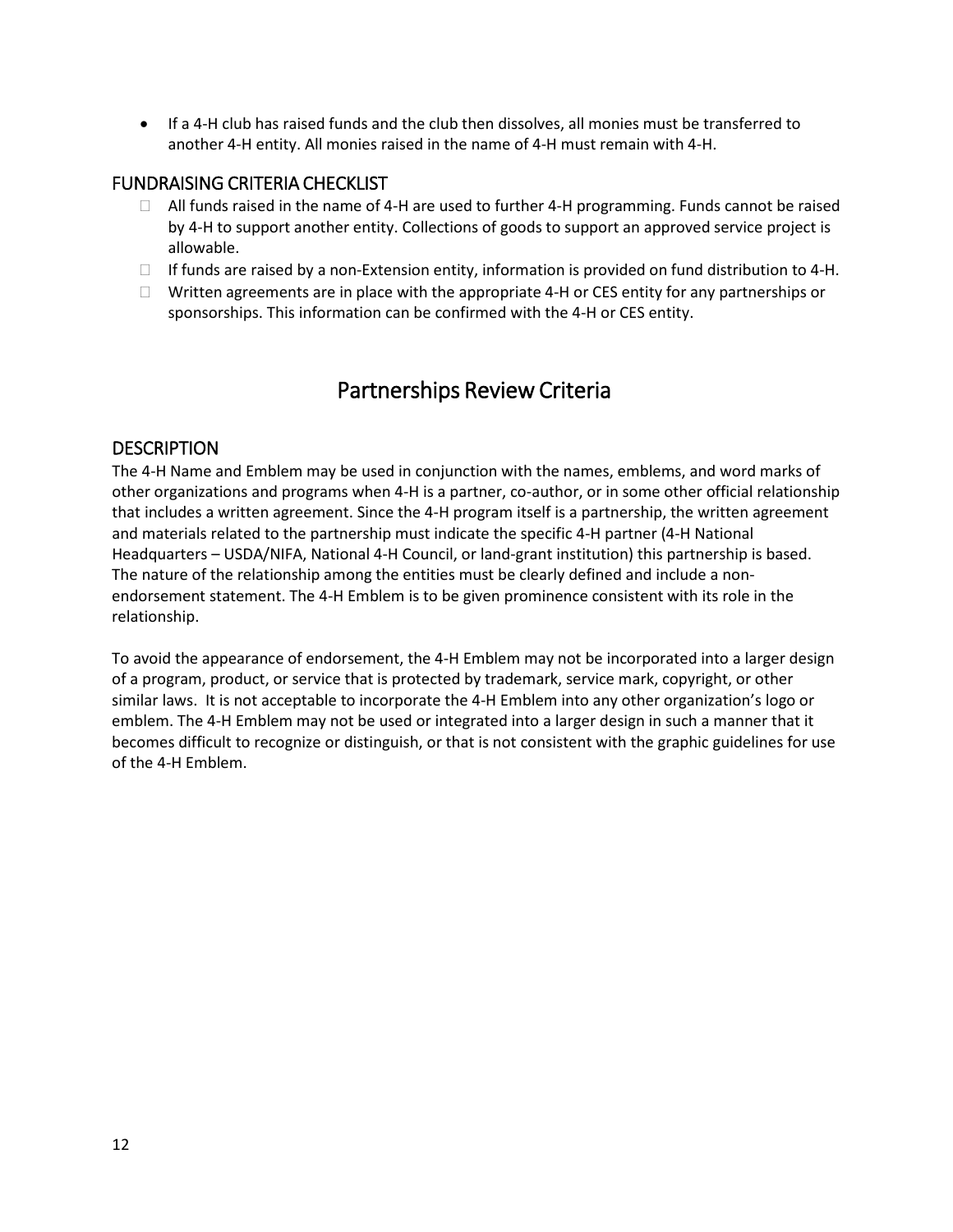- If a 4-H club has raised funds and the club then dissolves, all monies must be transferred to another 4-H entity. All monies raised in the name of 4-H must remain with 4-H.

## FUNDRAISING CRITERIA CHECKLIST

- ☐ All funds raised in the name of 4-H are used to further 4-H programming. Funds cannot be raised by 4-H to support another entity. Collections of goods to support an approved service project is allowable.
- ☐ If funds are raised by a non-Extension entity, information is provided on fund distribution to 4-H.
- ☐ Written agreements are in place with the appropriate 4-H or CES entity for any partnerships or sponsorships. This information can be confirmed with the 4-H or CES entity.

# Partnerships Review Criteria

## DESCRIPTION

The 4-H Name and Emblem may be used in conjunction with the names, emblems, and word marks of other organizations and programs when 4-H is a partner, co-author, or in some other official relationship that includes a written agreement. Since the 4-H program itself is a partnership, the written agreement and materials related to the partnership must indicate the specific 4-H partner (4-H National Headquarters – USDA/NIFA, National 4-H Council, or land-grant institution) this partnership is based. The nature of the relationship among the entities must be clearly defined and include a non-endorsement statement. The 4-H Emblem is to be given prominence consistent with its role in the relationship.

To avoid the appearance of endorsement, the 4-H Emblem may not be incorporated into a larger design of a program, product, or service that is protected by trademark, service mark, copyright, or other similar laws. It is not acceptable to incorporate the 4-H Emblem into any other organization's logo or emblem. The 4-H Emblem may not be used or integrated into a larger design in such a manner that it becomes difficult to recognize or distinguish, or that is not consistent with the graphic guidelines for use of the 4-H Emblem.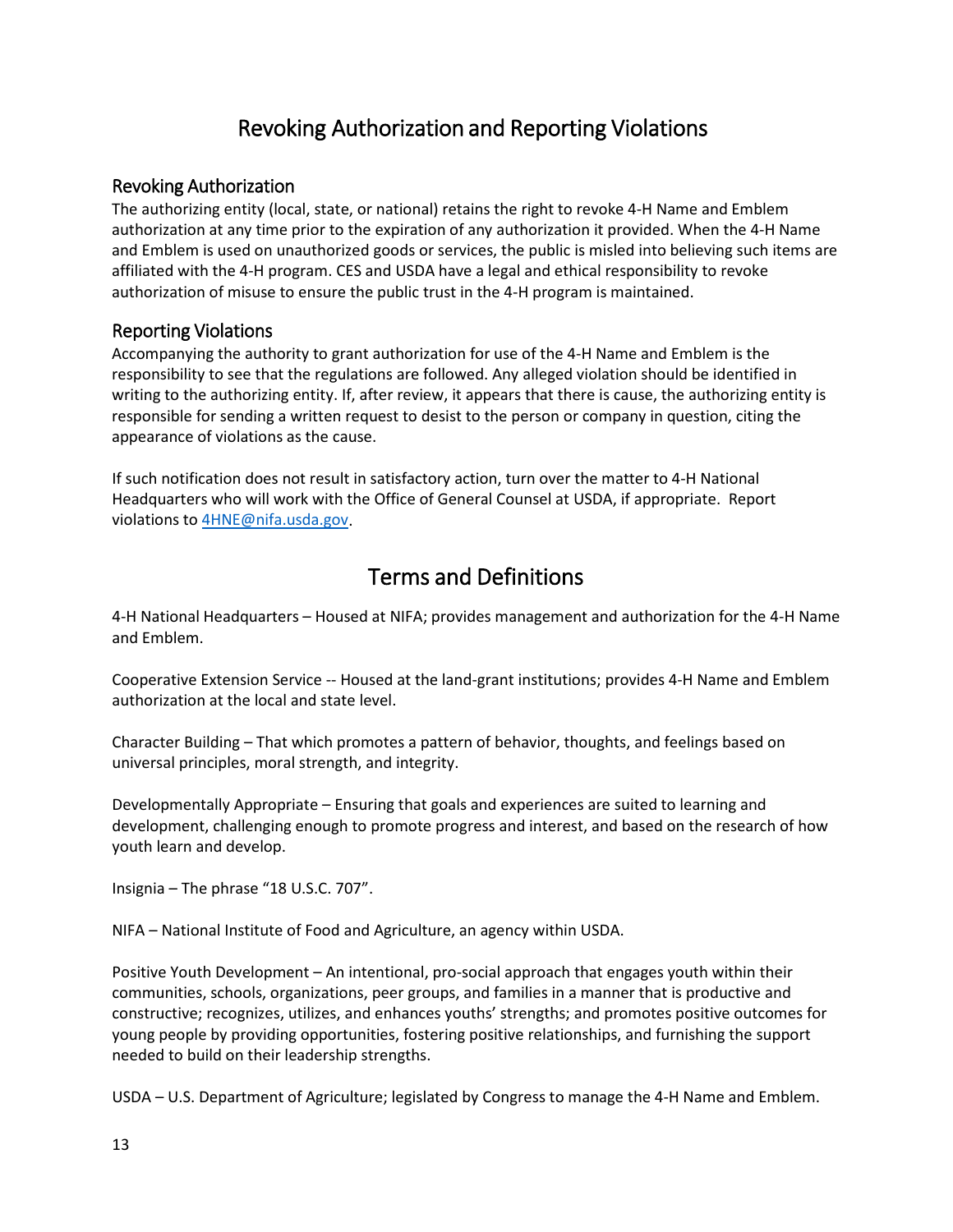# Revoking Authorization and Reporting Violations

## Revoking Authorization

The authorizing entity (local, state, or national) retains the right to revoke 4-H Name and Emblem authorization at any time prior to the expiration of any authorization it provided. When the 4-H Name and Emblem is used on unauthorized goods or services, the public is misled into believing such items are affiliated with the 4-H program. CES and USDA have a legal and ethical responsibility to revoke authorization of misuse to ensure the public trust in the 4-H program is maintained.

## Reporting Violations

Accompanying the authority to grant authorization for use of the 4-H Name and Emblem is the responsibility to see that the regulations are followed. Any alleged violation should be identified in writing to the authorizing entity. If, after review, it appears that there is cause, the authorizing entity is responsible for sending a written request to desist to the person or company in question, citing the appearance of violations as the cause.

If such notification does not result in satisfactory action, turn over the matter to 4-H National Headquarters who will work with the Office of General Counsel at USDA, if appropriate. Report violations to [4HNE@nifa.usda.gov](mailto:4HNE@nifa.usda.gov).

# Terms and Definitions

4-H National Headquarters – Housed at NIFA; provides management and authorization for the 4-H Name and Emblem.

Cooperative Extension Service -- Housed at the land-grant institutions; provides 4-H Name and Emblem authorization at the local and state level.

Character Building – That which promotes a pattern of behavior, thoughts, and feelings based on universal principles, moral strength, and integrity.

Developmentally Appropriate – Ensuring that goals and experiences are suited to learning and development, challenging enough to promote progress and interest, and based on the research of how youth learn and develop.

Insignia – The phrase "18 U.S.C. 707".

NIFA – National Institute of Food and Agriculture, an agency within USDA.

Positive Youth Development – An intentional, pro-social approach that engages youth within their communities, schools, organizations, peer groups, and families in a manner that is productive and constructive; recognizes, utilizes, and enhances youths' strengths; and promotes positive outcomes for young people by providing opportunities, fostering positive relationships, and furnishing the support needed to build on their leadership strengths.

USDA – U.S. Department of Agriculture; legislated by Congress to manage the 4-H Name and Emblem.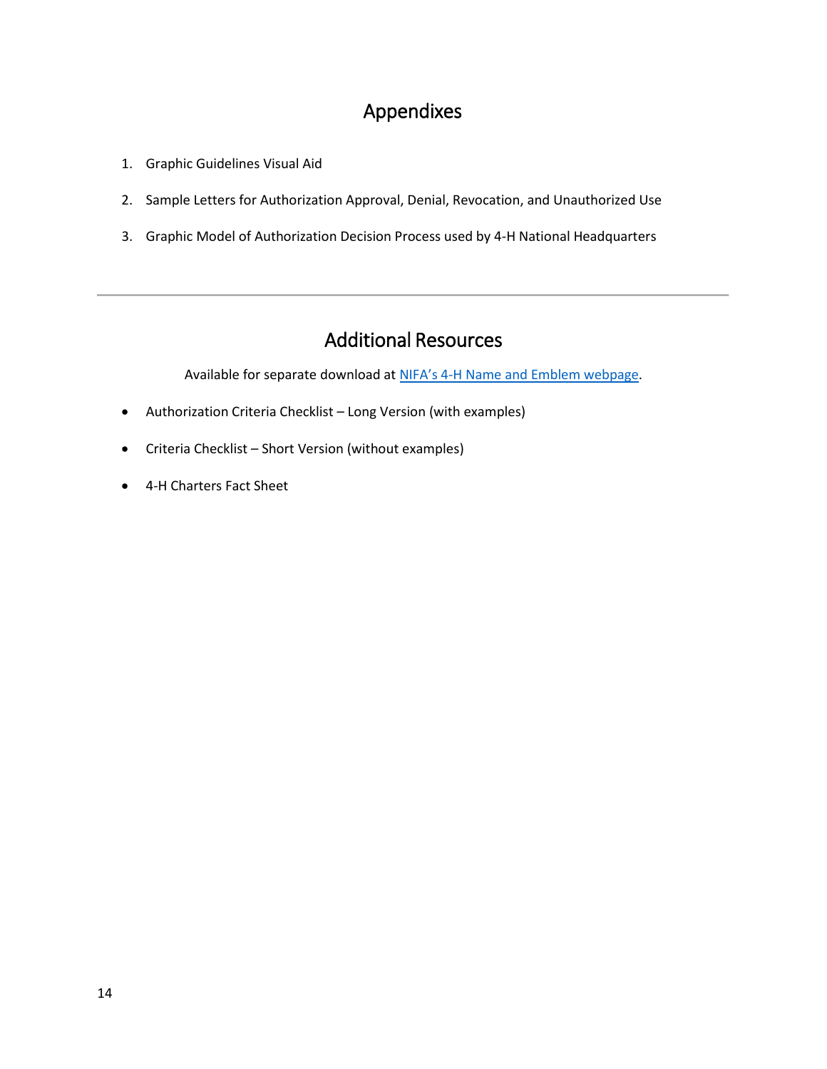## Appendixes

1. Graphic Guidelines Visual Aid
2. Sample Letters for Authorization Approval, Denial, Revocation, and Unauthorized Use
3. Graphic Model of Authorization Decision Process used by 4-H National Headquarters

---

## Additional Resources

Available for separate download at NIFA's 4-H Name and Emblem webpage.

- Authorization Criteria Checklist – Long Version (with examples)
- Criteria Checklist – Short Version (without examples)
- 4-H Charters Fact Sheet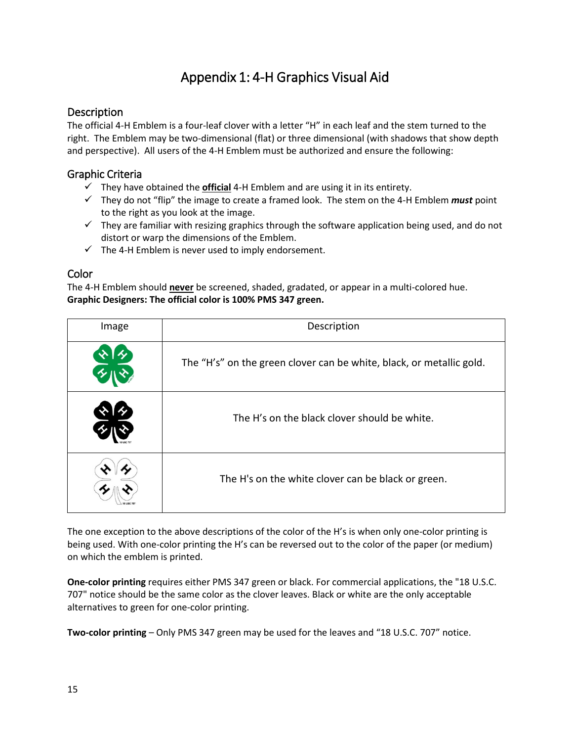# Appendix 1: 4-H Graphics Visual Aid

## Description

The official 4-H Emblem is a four-leaf clover with a letter "H" in each leaf and the stem turned to the right. The Emblem may be two-dimensional (flat) or three dimensional (with shadows that show depth and perspective). All users of the 4-H Emblem must be authorized and ensure the following:

## Graphic Criteria

- ✓ They have obtained the **official** 4-H Emblem and are using it in its entirety.
- ✓ They do not "flip" the image to create a framed look. The stem on the 4-H Emblem ***must*** point to the right as you look at the image.
- ✓ They are familiar with resizing graphics through the software application being used, and do not distort or warp the dimensions of the Emblem.
- ✓ The 4-H Emblem is never used to imply endorsement.

## Color

The 4-H Emblem should **never** be screened, shaded, gradated, or appear in a multi-colored hue.
**Graphic Designers: The official color is 100% PMS 347 green.**

| Image | Description |
| --- | --- |
| | The "H's" on the green clover can be white, black, or metallic gold. |
| | The H's on the black clover should be white. |
| | The H's on the white clover can be black or green. |

The one exception to the above descriptions of the color of the H's is when only one-color printing is being used. With one-color printing the H's can be reversed out to the color of the paper (or medium) on which the emblem is printed.

**One-color printing** requires either PMS 347 green or black. For commercial applications, the "18 U.S.C. 707" notice should be the same color as the clover leaves. Black or white are the only acceptable alternatives to green for one-color printing.

**Two-color printing** – Only PMS 347 green may be used for the leaves and "18 U.S.C. 707" notice.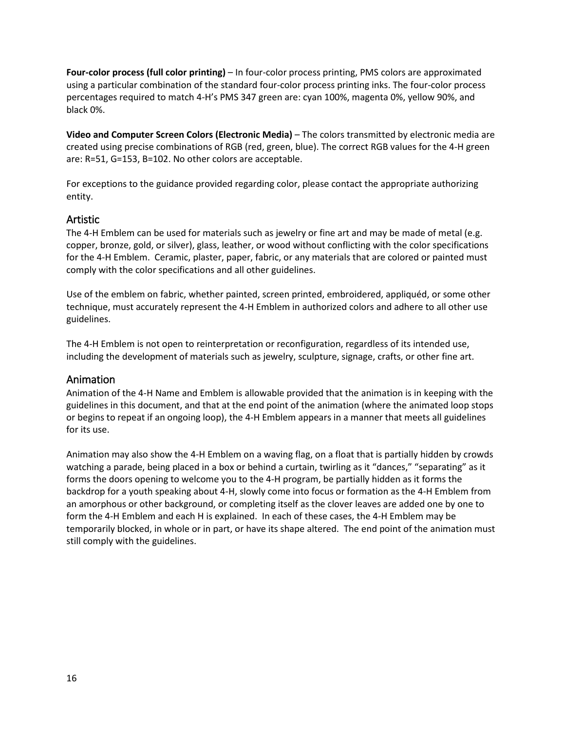**Four-color process (full color printing)** – In four-color process printing, PMS colors are approximated using a particular combination of the standard four-color process printing inks. The four-color process percentages required to match 4-H's PMS 347 green are: cyan 100%, magenta 0%, yellow 90%, and black 0%.

**Video and Computer Screen Colors (Electronic Media)** – The colors transmitted by electronic media are created using precise combinations of RGB (red, green, blue). The correct RGB values for the 4-H green are: R=51, G=153, B=102. No other colors are acceptable.

For exceptions to the guidance provided regarding color, please contact the appropriate authorizing entity.

## Artistic

The 4-H Emblem can be used for materials such as jewelry or fine art and may be made of metal (e.g. copper, bronze, gold, or silver), glass, leather, or wood without conflicting with the color specifications for the 4-H Emblem. Ceramic, plaster, paper, fabric, or any materials that are colored or painted must comply with the color specifications and all other guidelines.

Use of the emblem on fabric, whether painted, screen printed, embroidered, appliquéd, or some other technique, must accurately represent the 4-H Emblem in authorized colors and adhere to all other use guidelines.

The 4-H Emblem is not open to reinterpretation or reconfiguration, regardless of its intended use, including the development of materials such as jewelry, sculpture, signage, crafts, or other fine art.

## Animation

Animation of the 4-H Name and Emblem is allowable provided that the animation is in keeping with the guidelines in this document, and that at the end point of the animation (where the animated loop stops or begins to repeat if an ongoing loop), the 4-H Emblem appears in a manner that meets all guidelines for its use.

Animation may also show the 4-H Emblem on a waving flag, on a float that is partially hidden by crowds watching a parade, being placed in a box or behind a curtain, twirling as it "dances," "separating" as it forms the doors opening to welcome you to the 4-H program, be partially hidden as it forms the backdrop for a youth speaking about 4-H, slowly come into focus or formation as the 4-H Emblem from an amorphous or other background, or completing itself as the clover leaves are added one by one to form the 4-H Emblem and each H is explained. In each of these cases, the 4-H Emblem may be temporarily blocked, in whole or in part, or have its shape altered. The end point of the animation must still comply with the guidelines.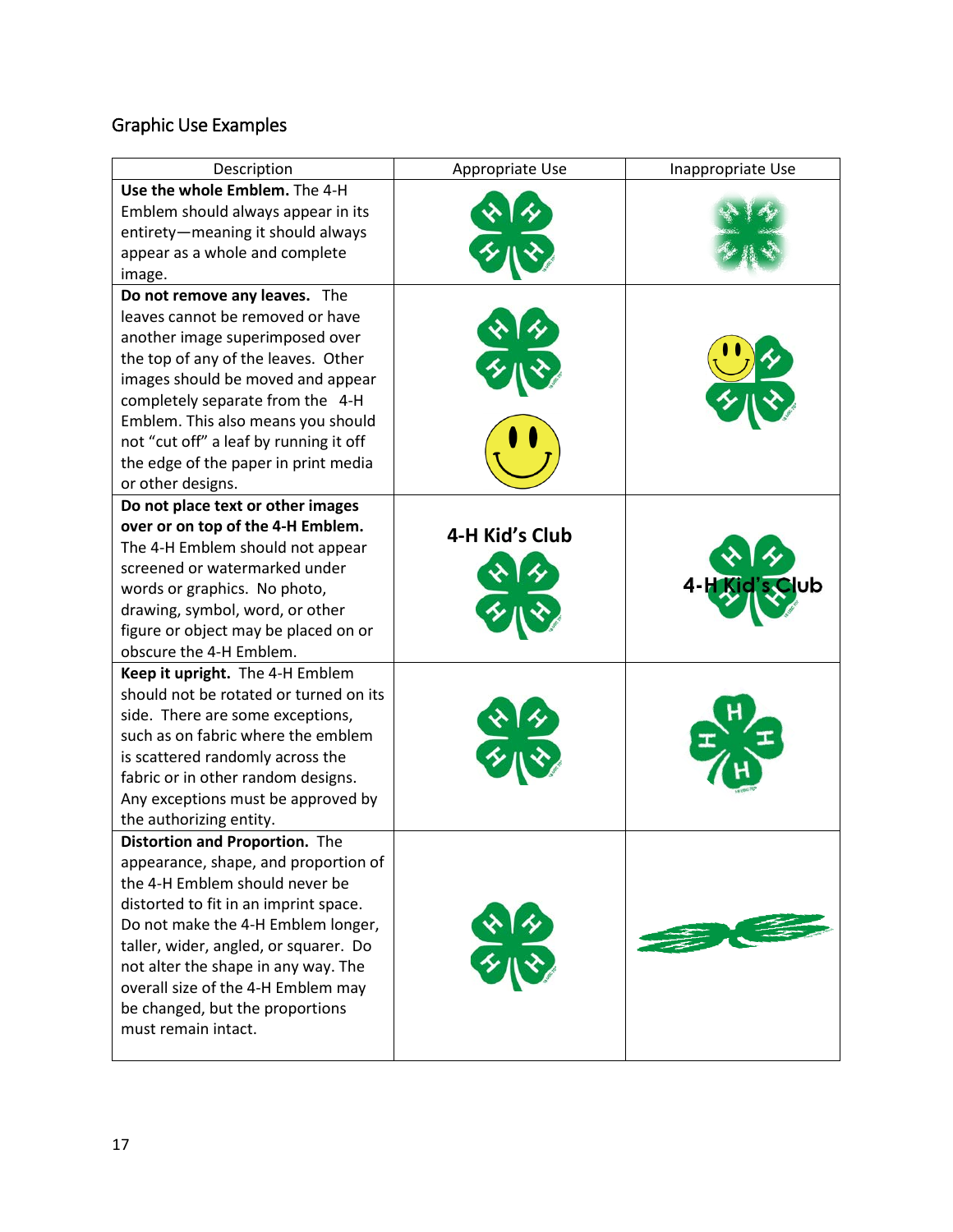## Graphic Use Examples

| Description | Appropriate Use | Inappropriate Use |
|---|---|---|
| **Use the whole Emblem.** The 4-H Emblem should always appear in its entirety—meaning it should always appear as a whole and complete image. | | |
| **Do not remove any leaves.** The leaves cannot be removed or have another image superimposed over the top of any of the leaves. Other images should be moved and appear completely separate from the 4-H Emblem. This also means you should not "cut off" a leaf by running it off the edge of the paper in print media or other designs. | | |
| **Do not place text or other images over or on top of the 4-H Emblem.** The 4-H Emblem should not appear screened or watermarked under words or graphics. No photo, drawing, symbol, word, or other figure or object may be placed on or obscure the 4-H Emblem. | 4-H Kid's Club | 4-H Kid's Club |
| **Keep it upright.** The 4-H Emblem should not be rotated or turned on its side. There are some exceptions, such as on fabric where the emblem is scattered randomly across the fabric or in other random designs. Any exceptions must be approved by the authorizing entity. | | |
| **Distortion and Proportion.** The appearance, shape, and proportion of the 4-H Emblem should never be distorted to fit in an imprint space. Do not make the 4-H Emblem longer, taller, wider, angled, or squarer. Do not alter the shape in any way. The overall size of the 4-H Emblem may be changed, but the proportions must remain intact. | | |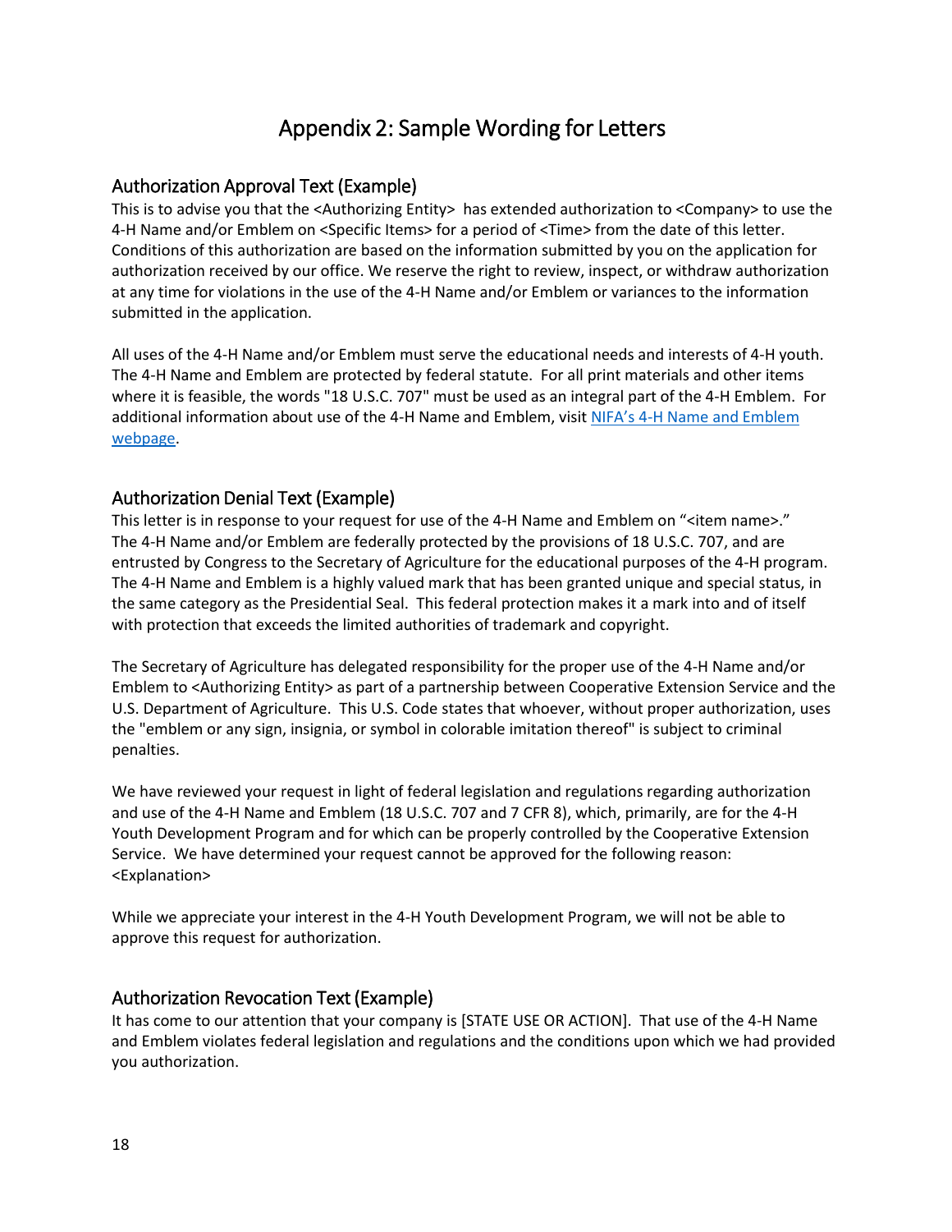# Appendix 2: Sample Wording for Letters

## Authorization Approval Text (Example)

This is to advise you that the <Authorizing Entity> has extended authorization to <Company> to use the 4-H Name and/or Emblem on <Specific Items> for a period of <Time> from the date of this letter. Conditions of this authorization are based on the information submitted by you on the application for authorization received by our office. We reserve the right to review, inspect, or withdraw authorization at any time for violations in the use of the 4-H Name and/or Emblem or variances to the information submitted in the application.

All uses of the 4-H Name and/or Emblem must serve the educational needs and interests of 4-H youth. The 4-H Name and Emblem are protected by federal statute. For all print materials and other items where it is feasible, the words "18 U.S.C. 707" must be used as an integral part of the 4-H Emblem. For additional information about use of the 4-H Name and Emblem, visit [NIFA's 4-H Name and Emblem webpage](NIFA's 4-H Name and Emblem webpage).

## Authorization Denial Text (Example)

This letter is in response to your request for use of the 4-H Name and Emblem on "<item name>." The 4-H Name and/or Emblem are federally protected by the provisions of 18 U.S.C. 707, and are entrusted by Congress to the Secretary of Agriculture for the educational purposes of the 4-H program. The 4-H Name and Emblem is a highly valued mark that has been granted unique and special status, in the same category as the Presidential Seal. This federal protection makes it a mark into and of itself with protection that exceeds the limited authorities of trademark and copyright.

The Secretary of Agriculture has delegated responsibility for the proper use of the 4-H Name and/or Emblem to <Authorizing Entity> as part of a partnership between Cooperative Extension Service and the U.S. Department of Agriculture. This U.S. Code states that whoever, without proper authorization, uses the "emblem or any sign, insignia, or symbol in colorable imitation thereof" is subject to criminal penalties.

We have reviewed your request in light of federal legislation and regulations regarding authorization and use of the 4-H Name and Emblem (18 U.S.C. 707 and 7 CFR 8), which, primarily, are for the 4-H Youth Development Program and for which can be properly controlled by the Cooperative Extension Service. We have determined your request cannot be approved for the following reason: <Explanation>

While we appreciate your interest in the 4-H Youth Development Program, we will not be able to approve this request for authorization.

## Authorization Revocation Text (Example)

It has come to our attention that your company is [STATE USE OR ACTION]. That use of the 4-H Name and Emblem violates federal legislation and regulations and the conditions upon which we had provided you authorization.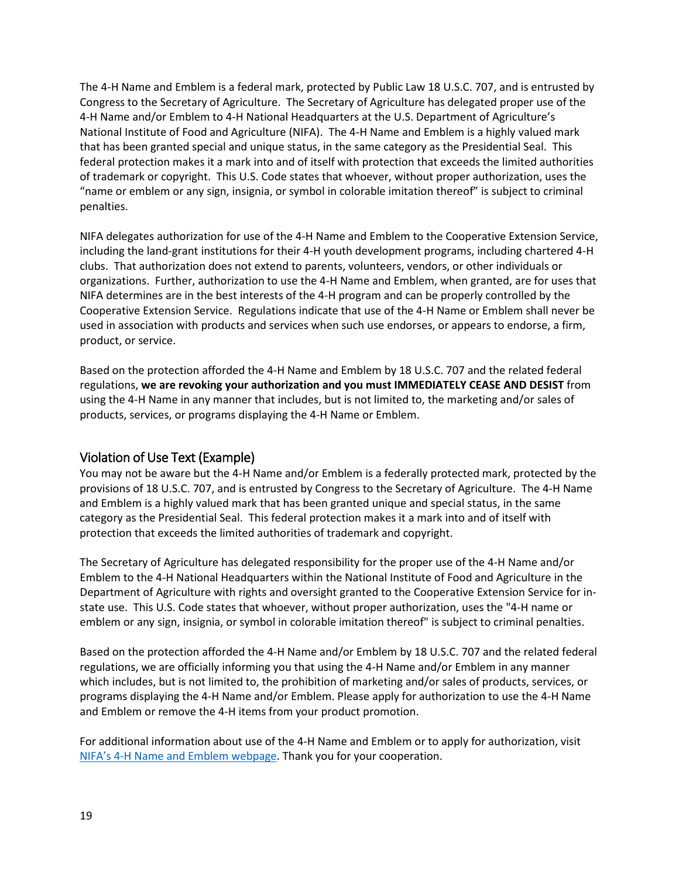The 4-H Name and Emblem is a federal mark, protected by Public Law 18 U.S.C. 707, and is entrusted by Congress to the Secretary of Agriculture. The Secretary of Agriculture has delegated proper use of the 4-H Name and/or Emblem to 4-H National Headquarters at the U.S. Department of Agriculture's National Institute of Food and Agriculture (NIFA). The 4-H Name and Emblem is a highly valued mark that has been granted special and unique status, in the same category as the Presidential Seal. This federal protection makes it a mark into and of itself with protection that exceeds the limited authorities of trademark or copyright. This U.S. Code states that whoever, without proper authorization, uses the "name or emblem or any sign, insignia, or symbol in colorable imitation thereof" is subject to criminal penalties.

NIFA delegates authorization for use of the 4-H Name and Emblem to the Cooperative Extension Service, including the land-grant institutions for their 4-H youth development programs, including chartered 4-H clubs. That authorization does not extend to parents, volunteers, vendors, or other individuals or organizations. Further, authorization to use the 4-H Name and Emblem, when granted, are for uses that NIFA determines are in the best interests of the 4-H program and can be properly controlled by the Cooperative Extension Service. Regulations indicate that use of the 4-H Name or Emblem shall never be used in association with products and services when such use endorses, or appears to endorse, a firm, product, or service.

Based on the protection afforded the 4-H Name and Emblem by 18 U.S.C. 707 and the related federal regulations, **we are revoking your authorization and you must IMMEDIATELY CEASE AND DESIST** from using the 4-H Name in any manner that includes, but is not limited to, the marketing and/or sales of products, services, or programs displaying the 4-H Name or Emblem.

## Violation of Use Text (Example)

You may not be aware but the 4-H Name and/or Emblem is a federally protected mark, protected by the provisions of 18 U.S.C. 707, and is entrusted by Congress to the Secretary of Agriculture. The 4-H Name and Emblem is a highly valued mark that has been granted unique and special status, in the same category as the Presidential Seal. This federal protection makes it a mark into and of itself with protection that exceeds the limited authorities of trademark and copyright.

The Secretary of Agriculture has delegated responsibility for the proper use of the 4-H Name and/or Emblem to the 4-H National Headquarters within the National Institute of Food and Agriculture in the Department of Agriculture with rights and oversight granted to the Cooperative Extension Service for in-state use. This U.S. Code states that whoever, without proper authorization, uses the "4-H name or emblem or any sign, insignia, or symbol in colorable imitation thereof" is subject to criminal penalties.

Based on the protection afforded the 4-H Name and/or Emblem by 18 U.S.C. 707 and the related federal regulations, we are officially informing you that using the 4-H Name and/or Emblem in any manner which includes, but is not limited to, the prohibition of marketing and/or sales of products, services, or programs displaying the 4-H Name and/or Emblem. Please apply for authorization to use the 4-H Name and Emblem or remove the 4-H items from your product promotion.

For additional information about use of the 4-H Name and Emblem or to apply for authorization, visit NIFA's 4-H Name and Emblem webpage. Thank you for your cooperation.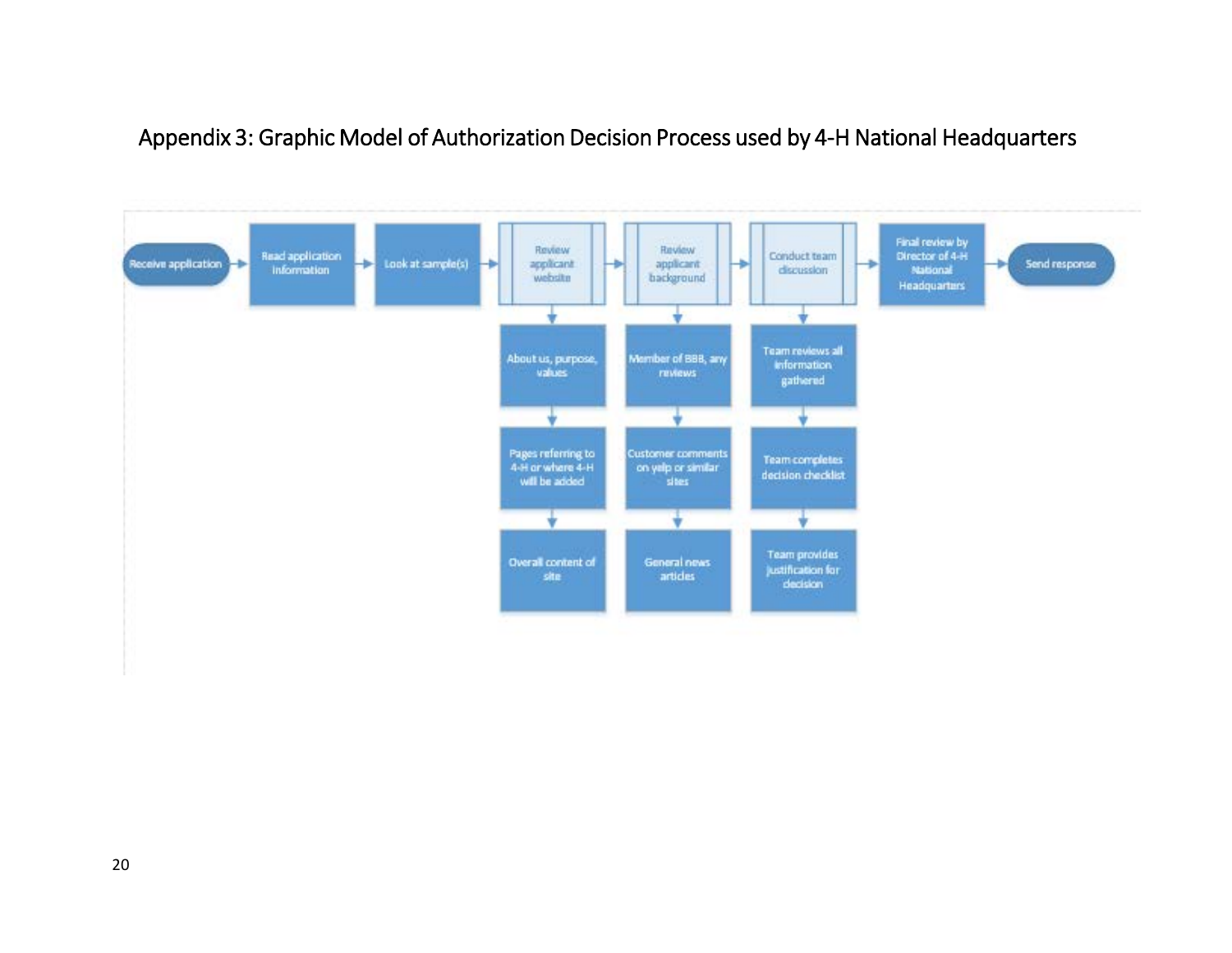# Appendix 3: Graphic Model of Authorization Decision Process used by 4-H National Headquarters

Receive application

Read application information

Look at sample(s)

Review applicant website

About us, purpose, values

Pages referring to 4-H or where 4-H will be added

Overall content of site

Review applicant background

Member of BBB, any reviews

Customer comments on yelp or similar sites

General news articles

Conduct team discussion

Team reviews all information gathered

Team completes decision checklist

Team provides justification for decision

Final review by Director of 4-H National Headquarters

Send response